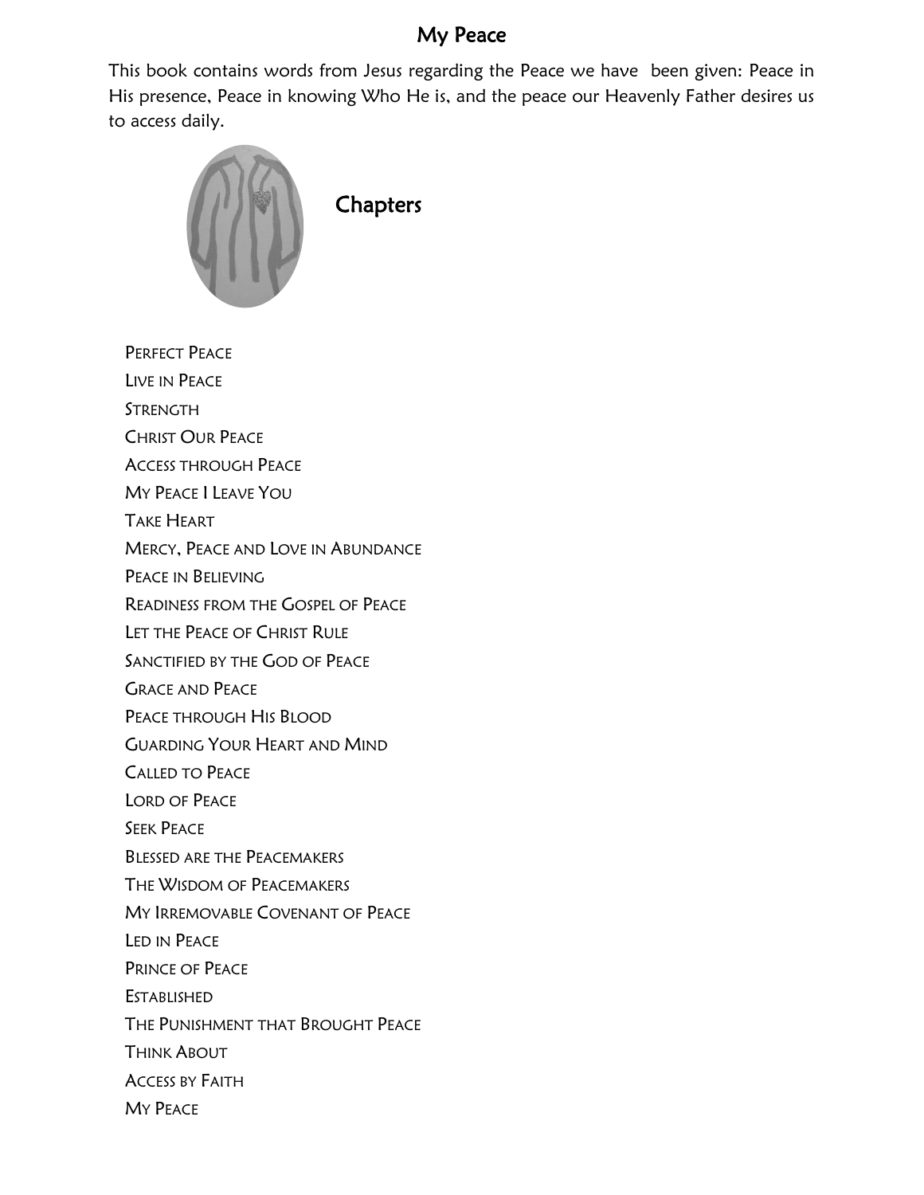# My Peace

This book contains words from Jesus regarding the Peace we have been given: Peace in His presence, Peace in knowing Who He is, and the peace our Heavenly Father desires us to access daily.

## Chapters

- Perfect Peace
- Live in Peace
- Strength
- Christ Our Peace
- Access through Peace
- My Peace I Leave You
- Take Heart
- Mercy, Peace and Love in Abundance
- Peace in Believing
- Readiness from the Gospel of Peace
- Let the Peace of Christ Rule
- Sanctified by the God of Peace
- Grace and Peace
- Peace through His Blood
- Guarding Your Heart and Mind
- Called to Peace
- Lord of Peace
- Seek Peace
- Blessed are the Peacemakers
- The Wisdom of Peacemakers
- My Irremovable Covenant of Peace
- Led in Peace
- Prince of Peace
- Established
- The Punishment that Brought Peace
- Think About
- Access by Faith
- My Peace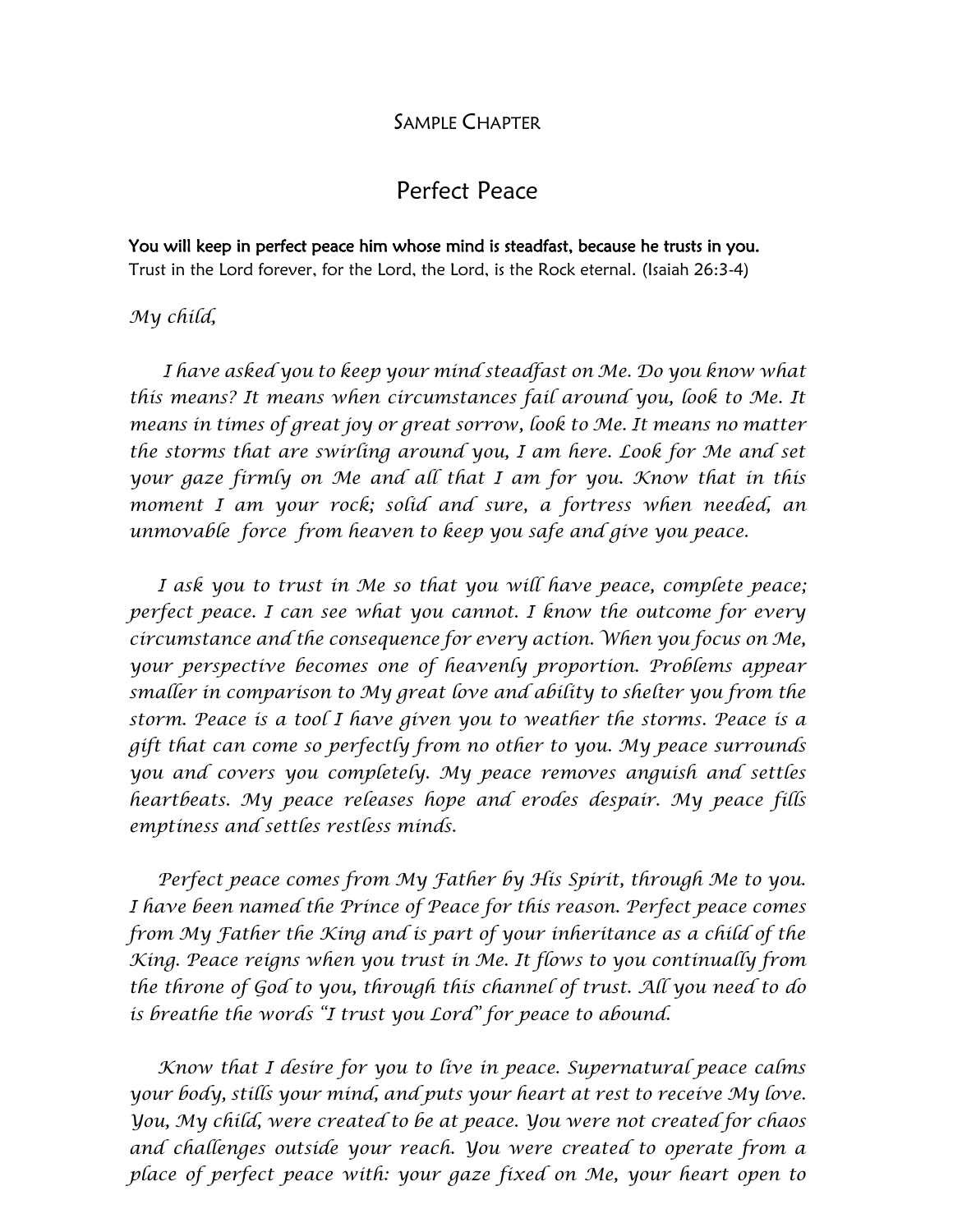SAMPLE CHAPTER

# Perfect Peace

**You will keep in perfect peace him whose mind is steadfast, because he trusts in you.** Trust in the Lord forever, for the Lord, the Lord, is the Rock eternal. (Isaiah 26:3-4)

*My child,*

*I have asked you to keep your mind steadfast on Me. Do you know what this means? It means when circumstances fail around you, look to Me. It means in times of great joy or great sorrow, look to Me. It means no matter the storms that are swirling around you, I am here. Look for Me and set your gaze firmly on Me and all that I am for you. Know that in this moment I am your rock; solid and sure, a fortress when needed, an unmovable force from heaven to keep you safe and give you peace.*

*I ask you to trust in Me so that you will have peace, complete peace; perfect peace. I can see what you cannot. I know the outcome for every circumstance and the consequence for every action. When you focus on Me, your perspective becomes one of heavenly proportion. Problems appear smaller in comparison to My great love and ability to shelter you from the storm. Peace is a tool I have given you to weather the storms. Peace is a gift that can come so perfectly from no other to you. My peace surrounds you and covers you completely. My peace removes anguish and settles heartbeats. My peace releases hope and erodes despair. My peace fills emptiness and settles restless minds.*

*Perfect peace comes from My Father by His Spirit, through Me to you. I have been named the Prince of Peace for this reason. Perfect peace comes from My Father the King and is part of your inheritance as a child of the King. Peace reigns when you trust in Me. It flows to you continually from the throne of God to you, through this channel of trust. All you need to do is breathe the words "I trust you Lord" for peace to abound.*

*Know that I desire for you to live in peace. Supernatural peace calms your body, stills your mind, and puts your heart at rest to receive My love. You, My child, were created to be at peace. You were not created for chaos and challenges outside your reach. You were created to operate from a place of perfect peace with: your gaze fixed on Me, your heart open to*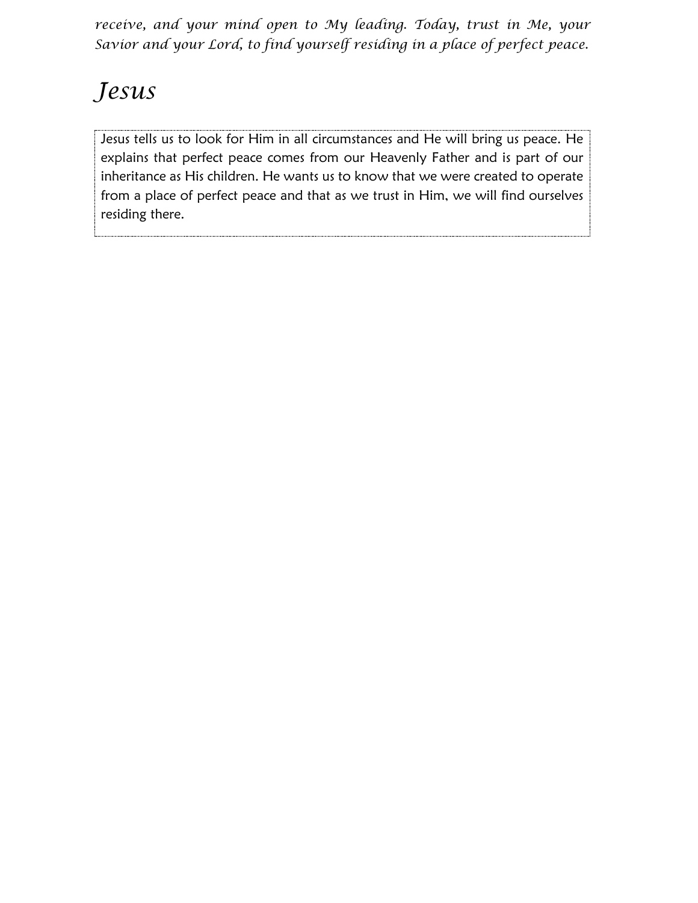*receive, and your mind open to My leading. Today, trust in Me, your Savior and your Lord, to find yourself residing in a place of perfect peace.*

# *Jesus*

Jesus tells us to look for Him in all circumstances and He will bring us peace. He explains that perfect peace comes from our Heavenly Father and is part of our inheritance as His children. He wants us to know that we were created to operate from a place of perfect peace and that as we trust in Him, we will find ourselves residing there.